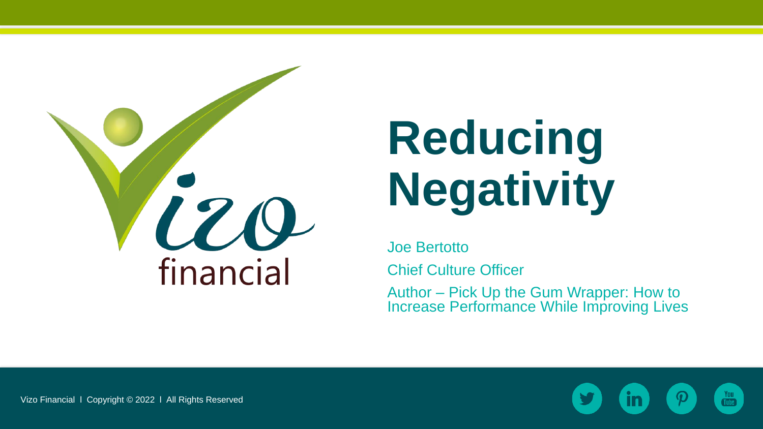# Reducing Negativity

Joe Bertotto

Chief Culture Officer

Author – Pick Up the Gum Wrapper: How to Increase Performance While Improving Lives

Vizo Financial I Copyright © 2022 I All Rights Reserved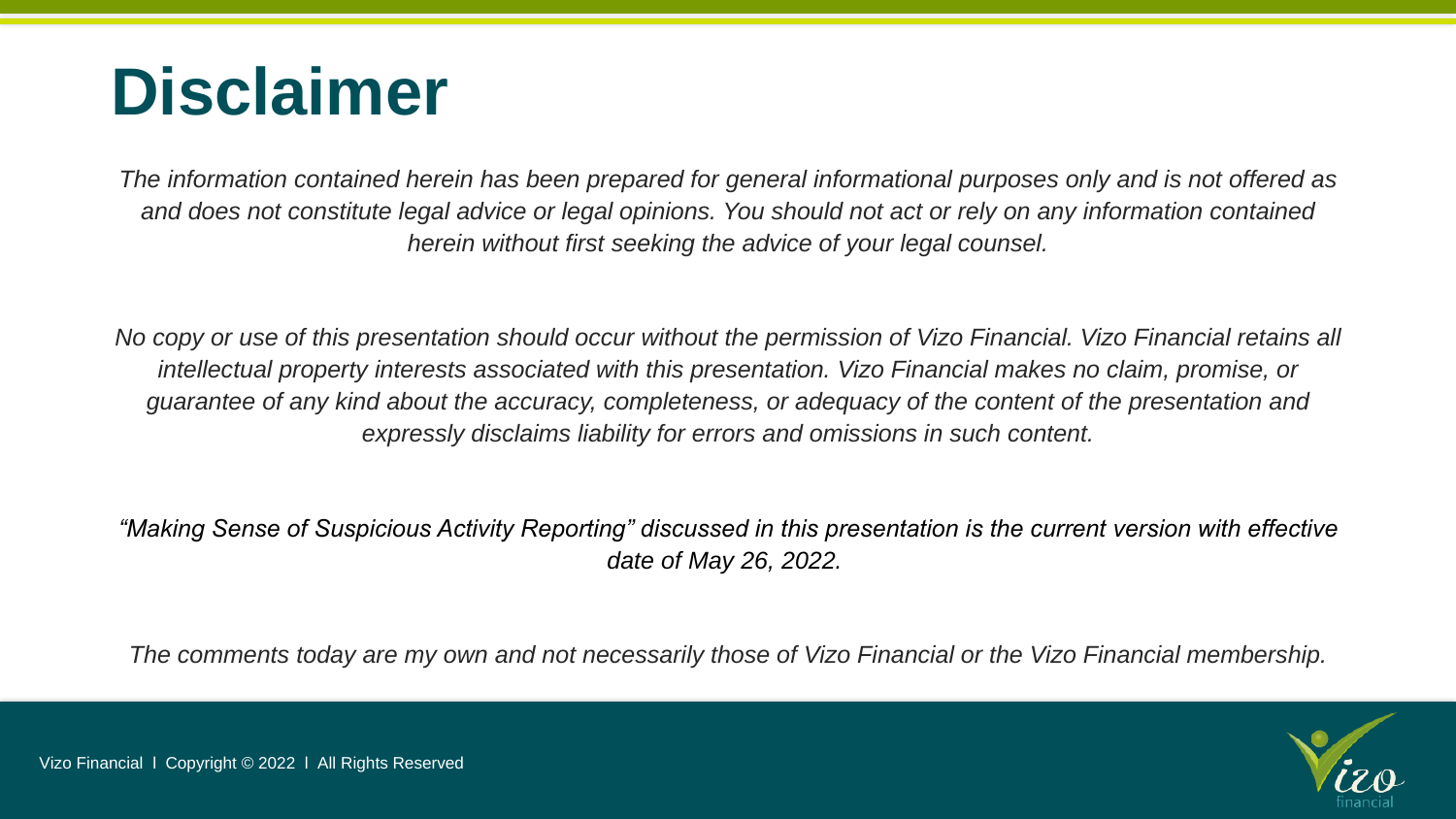# Disclaimer

*The information contained herein has been prepared for general informational purposes only and is not offered as and does not constitute legal advice or legal opinions. You should not act or rely on any information contained herein without first seeking the advice of your legal counsel.*

*No copy or use of this presentation should occur without the permission of Vizo Financial. Vizo Financial retains all intellectual property interests associated with this presentation. Vizo Financial makes no claim, promise, or guarantee of any kind about the accuracy, completeness, or adequacy of the content of the presentation and expressly disclaims liability for errors and omissions in such content.*

*"Making Sense of Suspicious Activity Reporting" discussed in this presentation is the current version with effective date of May 26, 2022.*

*The comments today are my own and not necessarily those of Vizo Financial or the Vizo Financial membership.*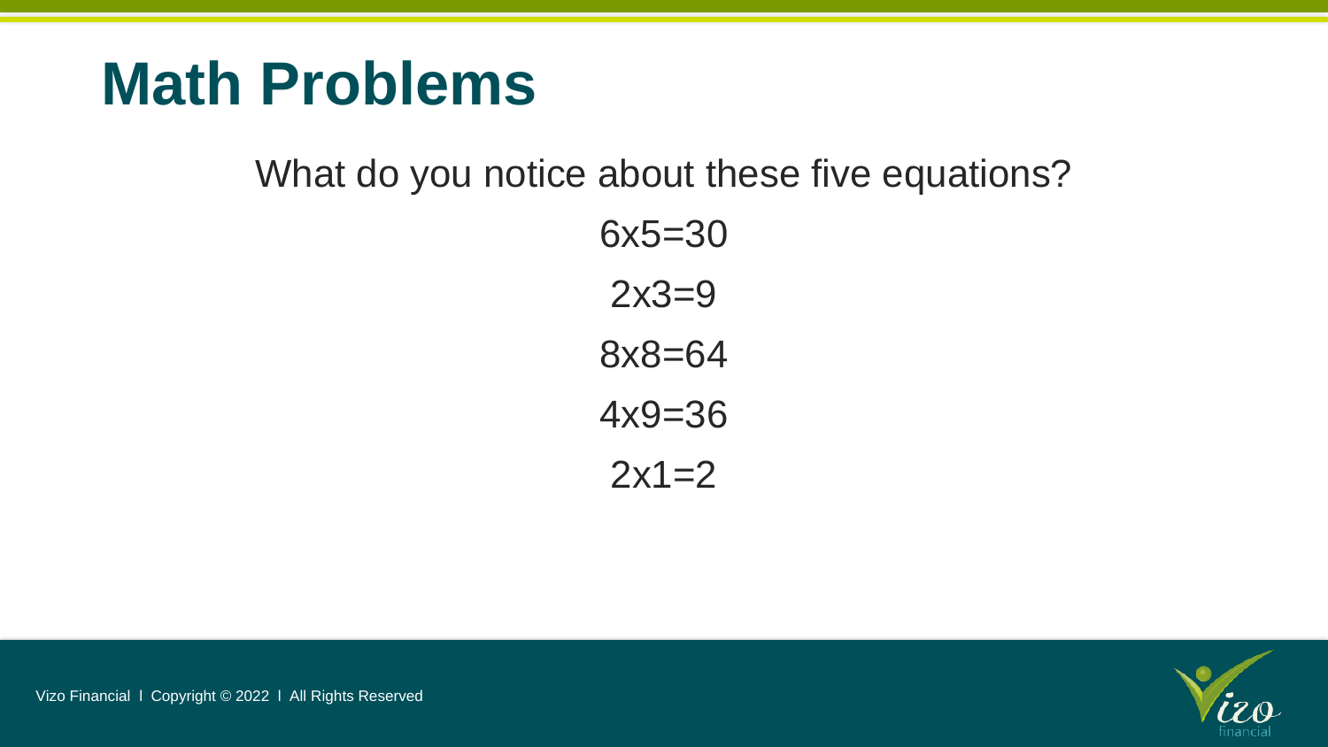# Math Problems

What do you notice about these five equations?

$6 \times 5 = 30$

$2 \times 3 = 9$

$8 \times 8 = 64$

$4 \times 9 = 36$

$2 \times 1 = 2$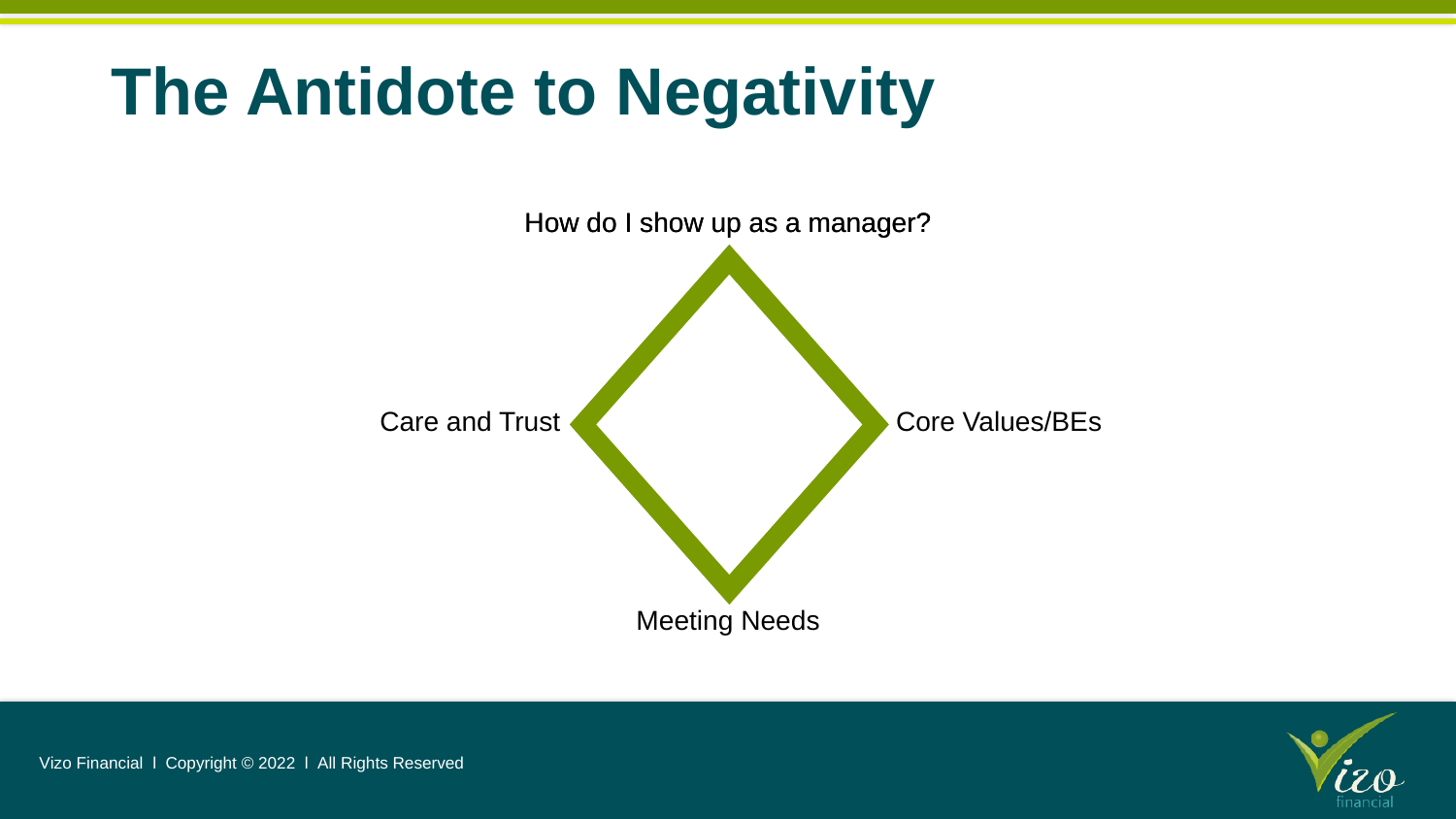# The Antidote to Negativity

How do I show up as a manager?

Care and Trust

Core Values/BEs

Meeting Needs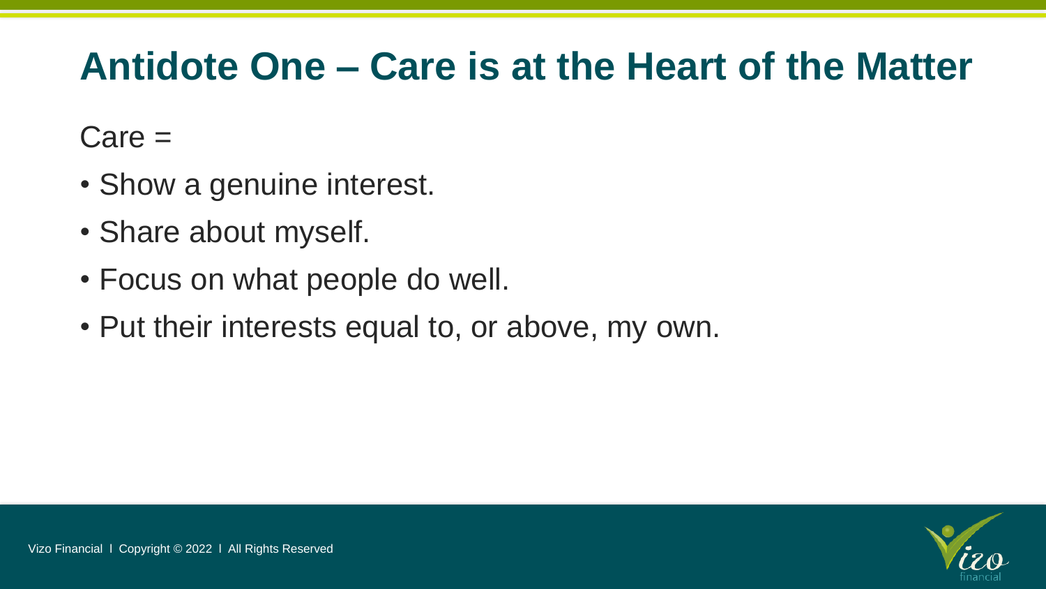# Antidote One – Care is at the Heart of the Matter

Care =

- Show a genuine interest.
- Share about myself.
- Focus on what people do well.
- Put their interests equal to, or above, my own.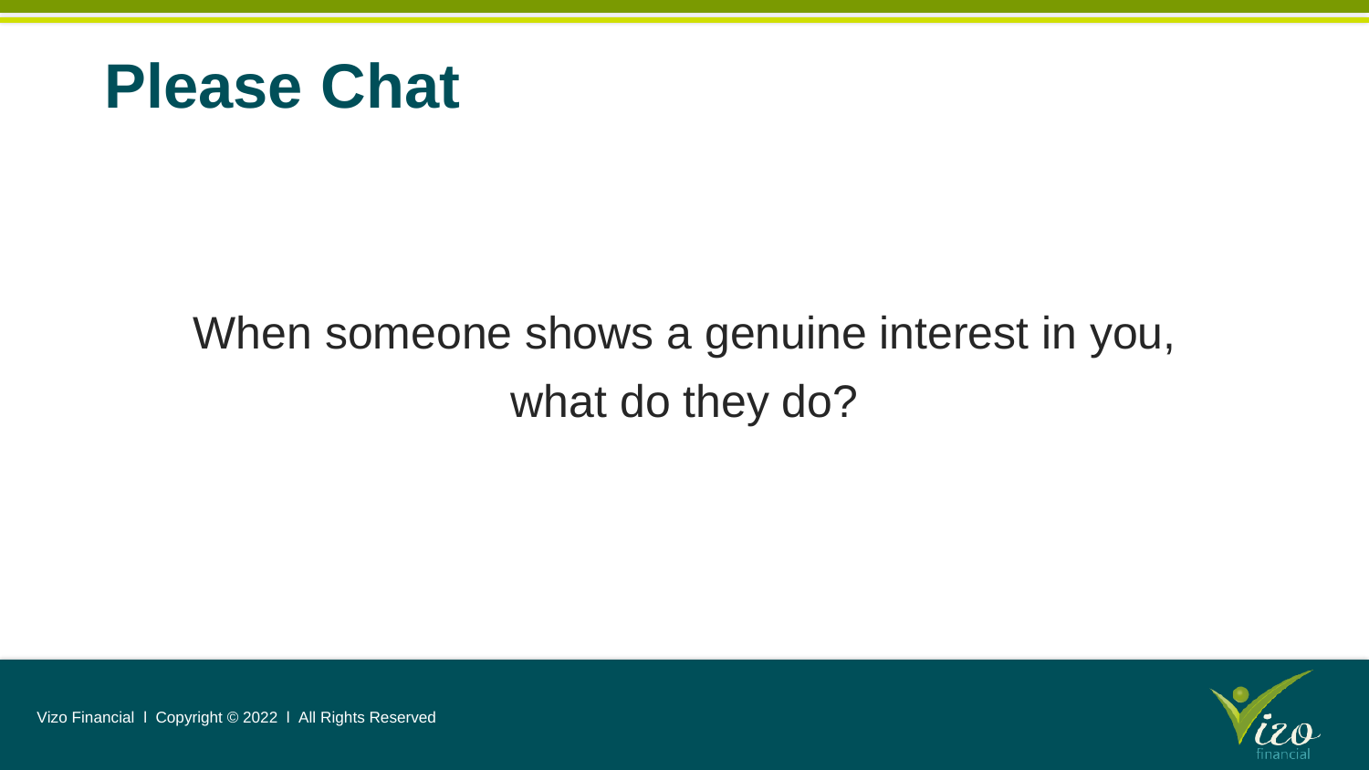# Please Chat

When someone shows a genuine interest in you, what do they do?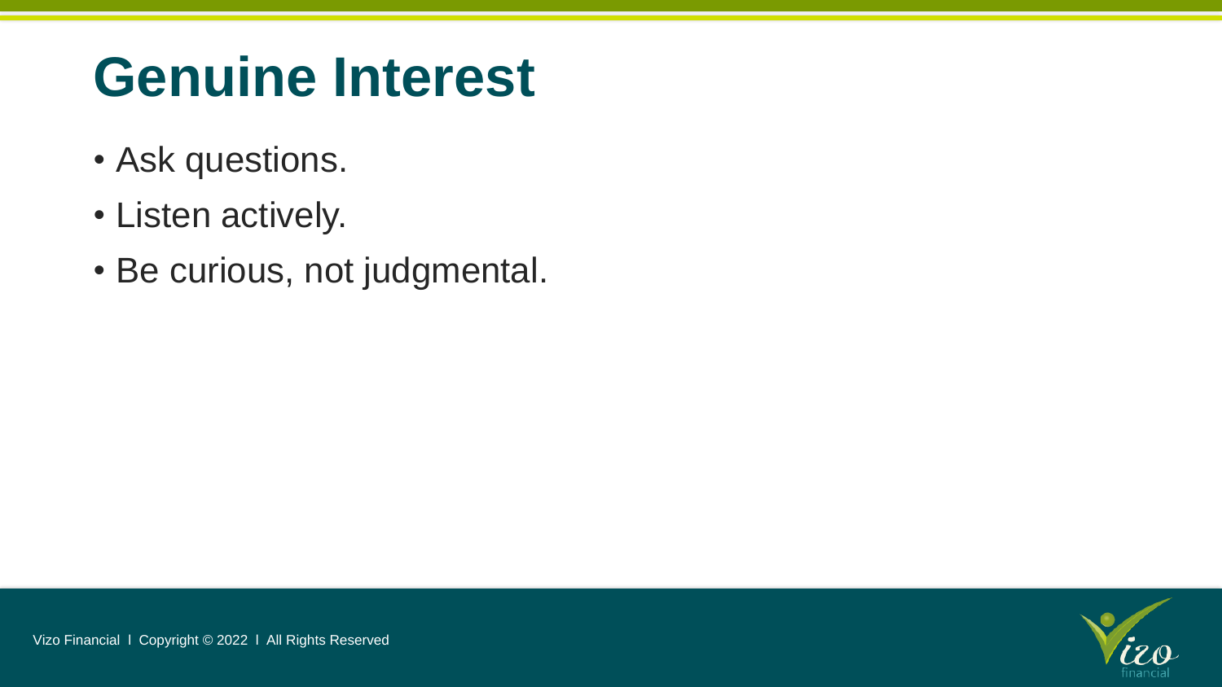# Genuine Interest

- Ask questions.
- Listen actively.
- Be curious, not judgmental.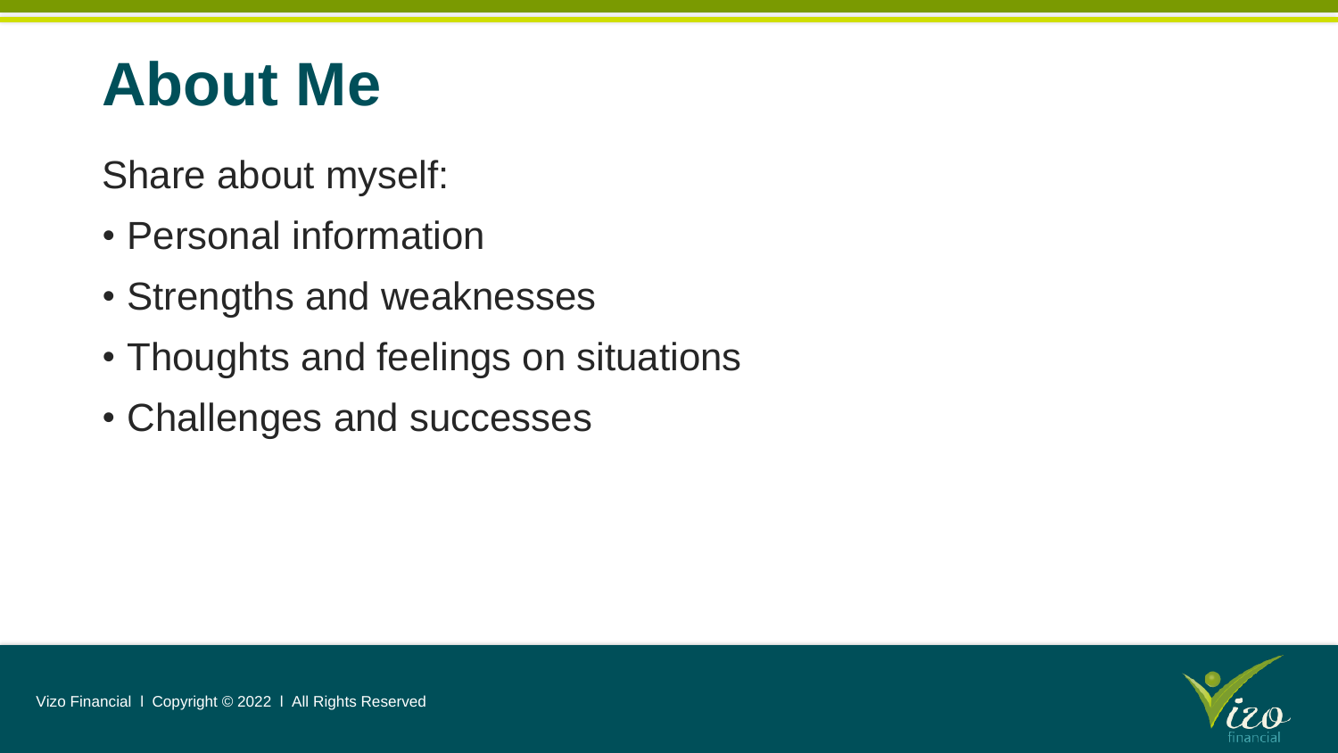# About Me

Share about myself:

- Personal information
- Strengths and weaknesses
- Thoughts and feelings on situations
- Challenges and successes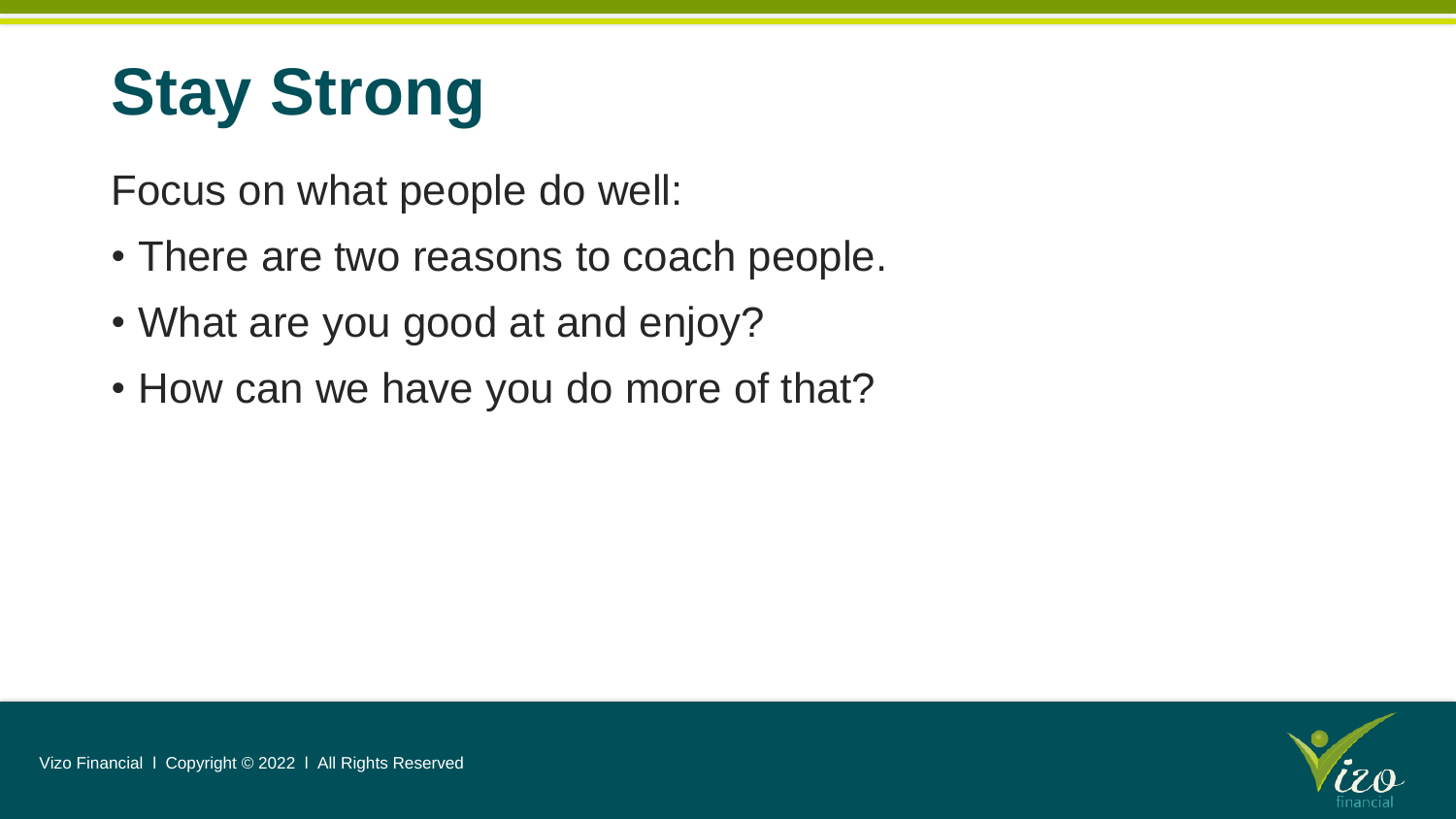# Stay Strong

Focus on what people do well:

- There are two reasons to coach people.
- What are you good at and enjoy?
- How can we have you do more of that?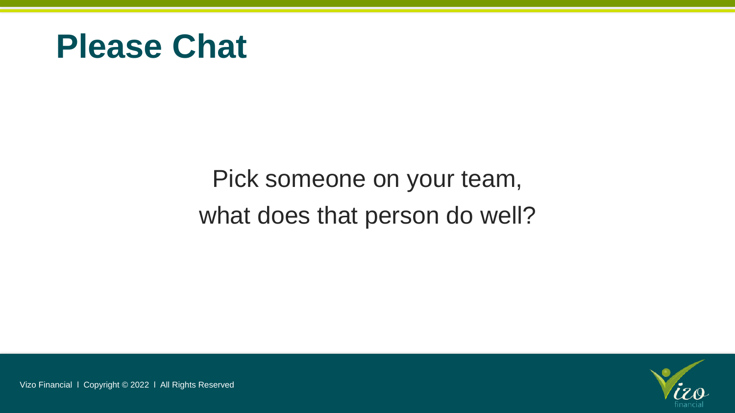# Please Chat

Pick someone on your team, what does that person do well?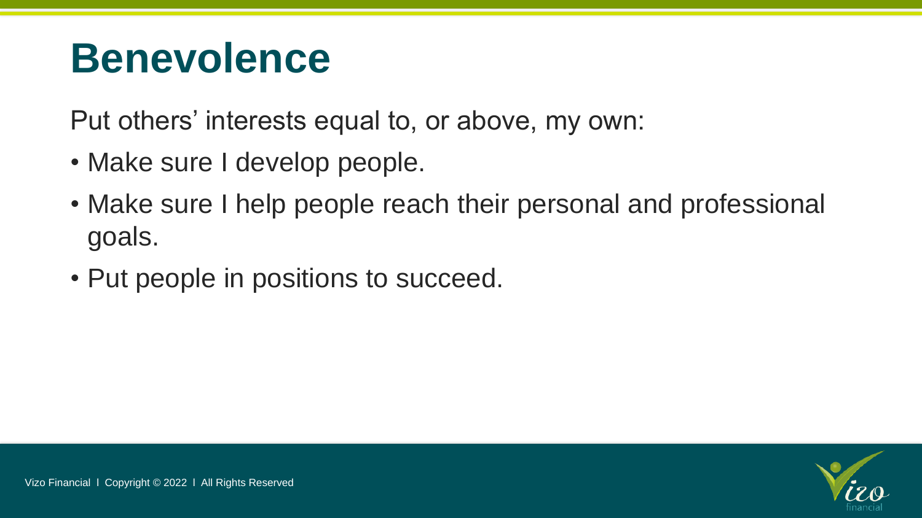# Benevolence

Put others' interests equal to, or above, my own:

- Make sure I develop people.
- Make sure I help people reach their personal and professional goals.
- Put people in positions to succeed.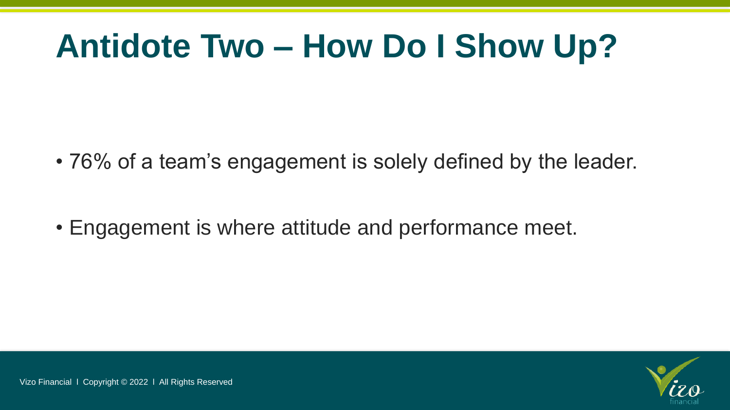# Antidote Two – How Do I Show Up?

- 76% of a team's engagement is solely defined by the leader.
- Engagement is where attitude and performance meet.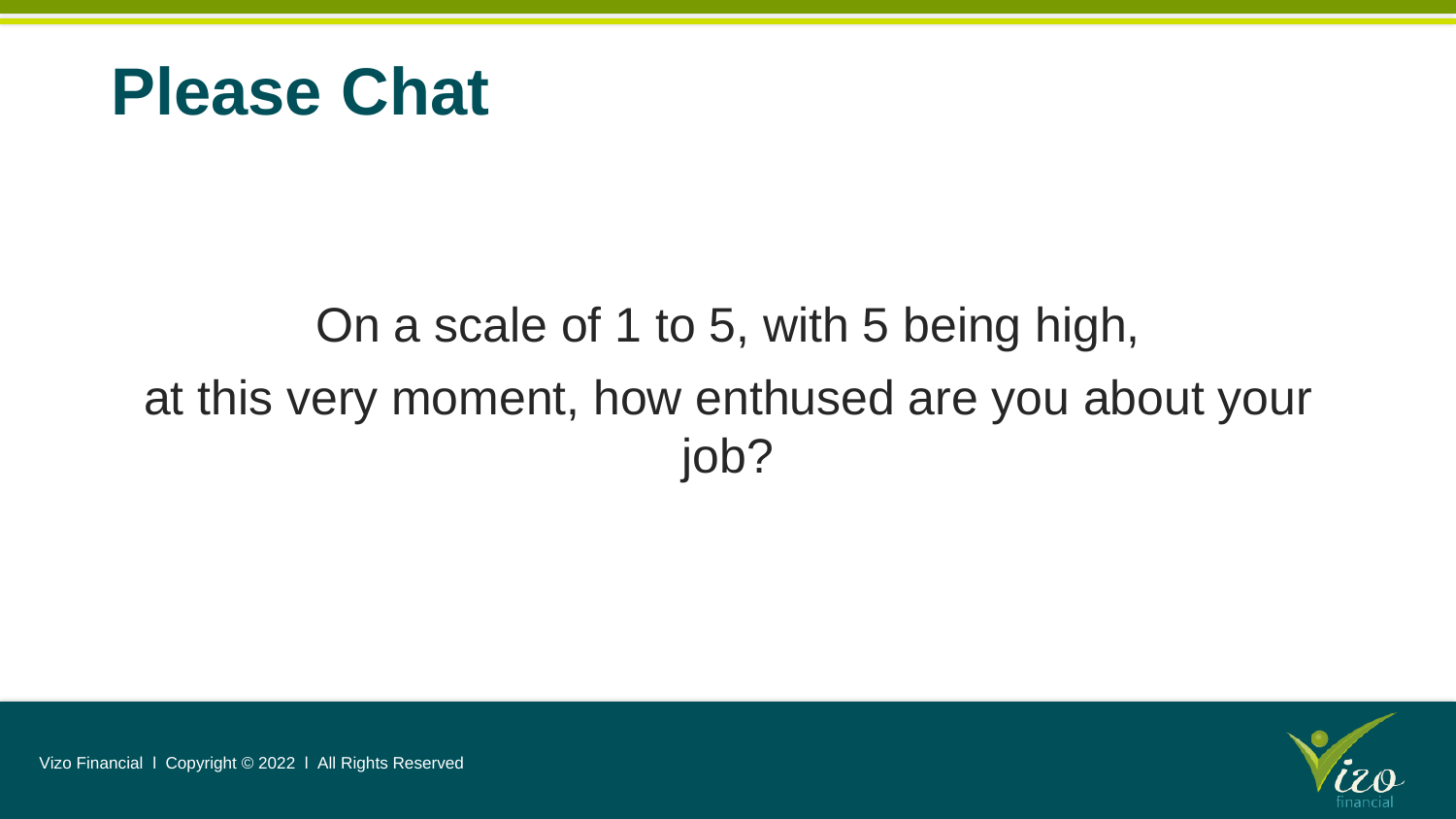# Please Chat

On a scale of 1 to 5, with 5 being high, at this very moment, how enthused are you about your job?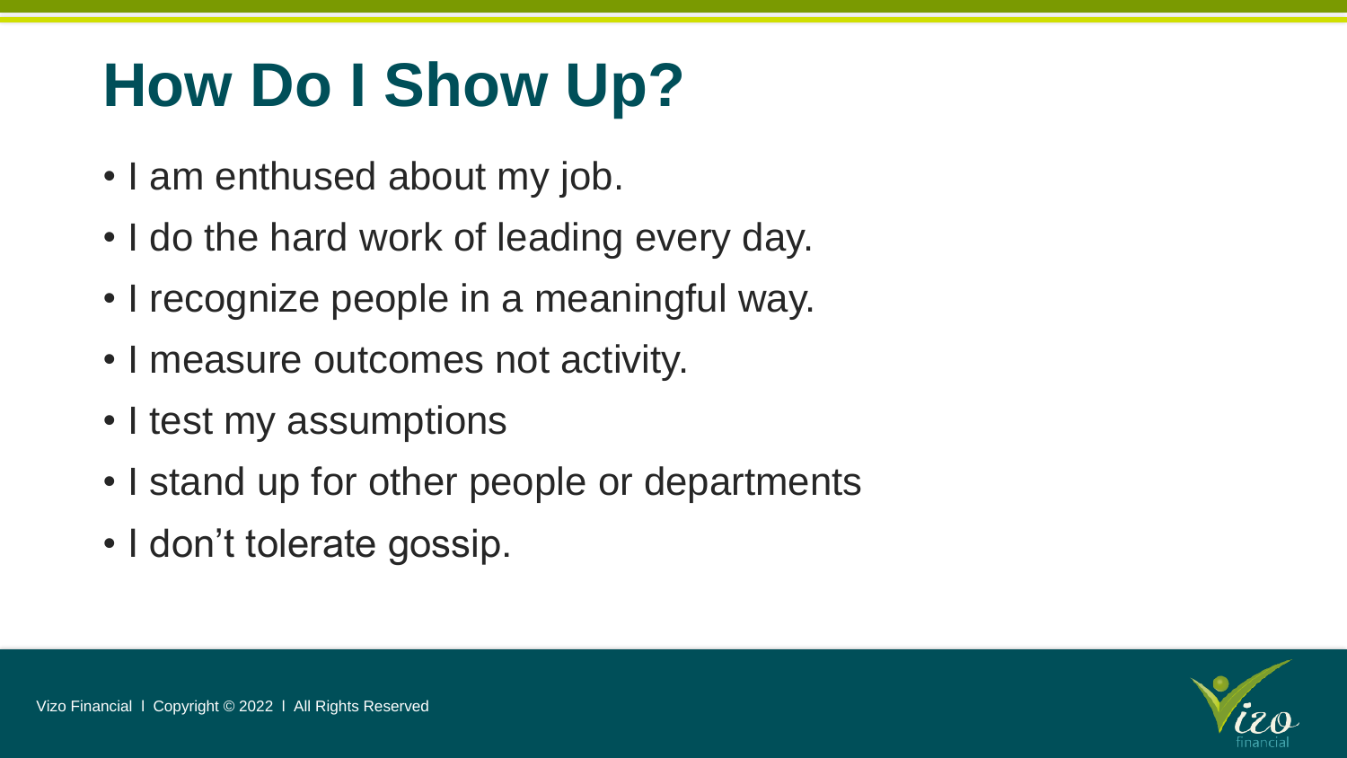# How Do I Show Up?

- I am enthused about my job.
- I do the hard work of leading every day.
- I recognize people in a meaningful way.
- I measure outcomes not activity.
- I test my assumptions
- I stand up for other people or departments
- I don't tolerate gossip.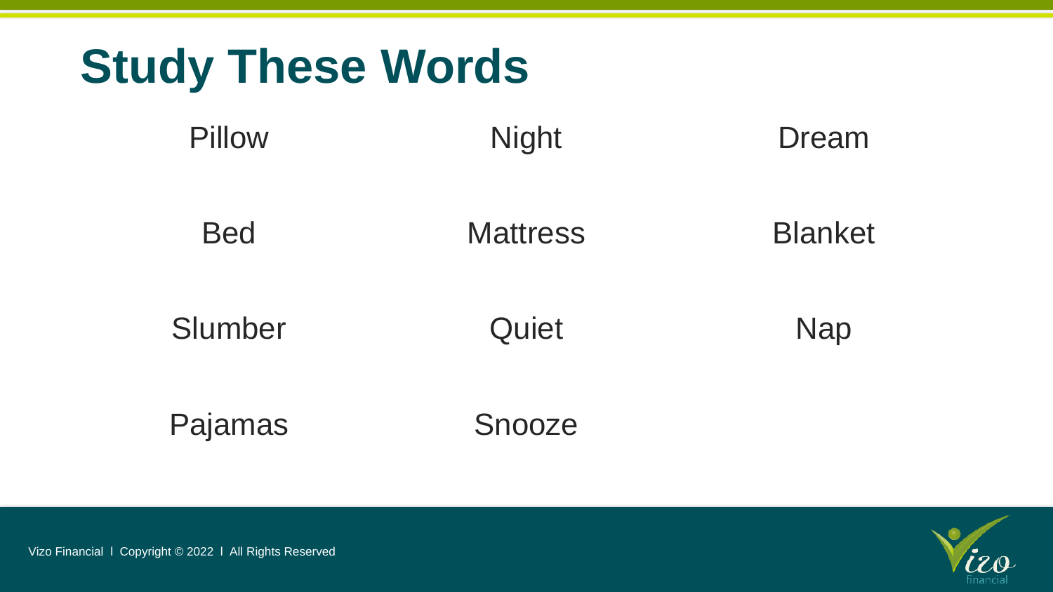# Study These Words

Pillow

Night

Dream

Bed

Mattress

Blanket

Slumber

Quiet

Nap

Pajamas

Snooze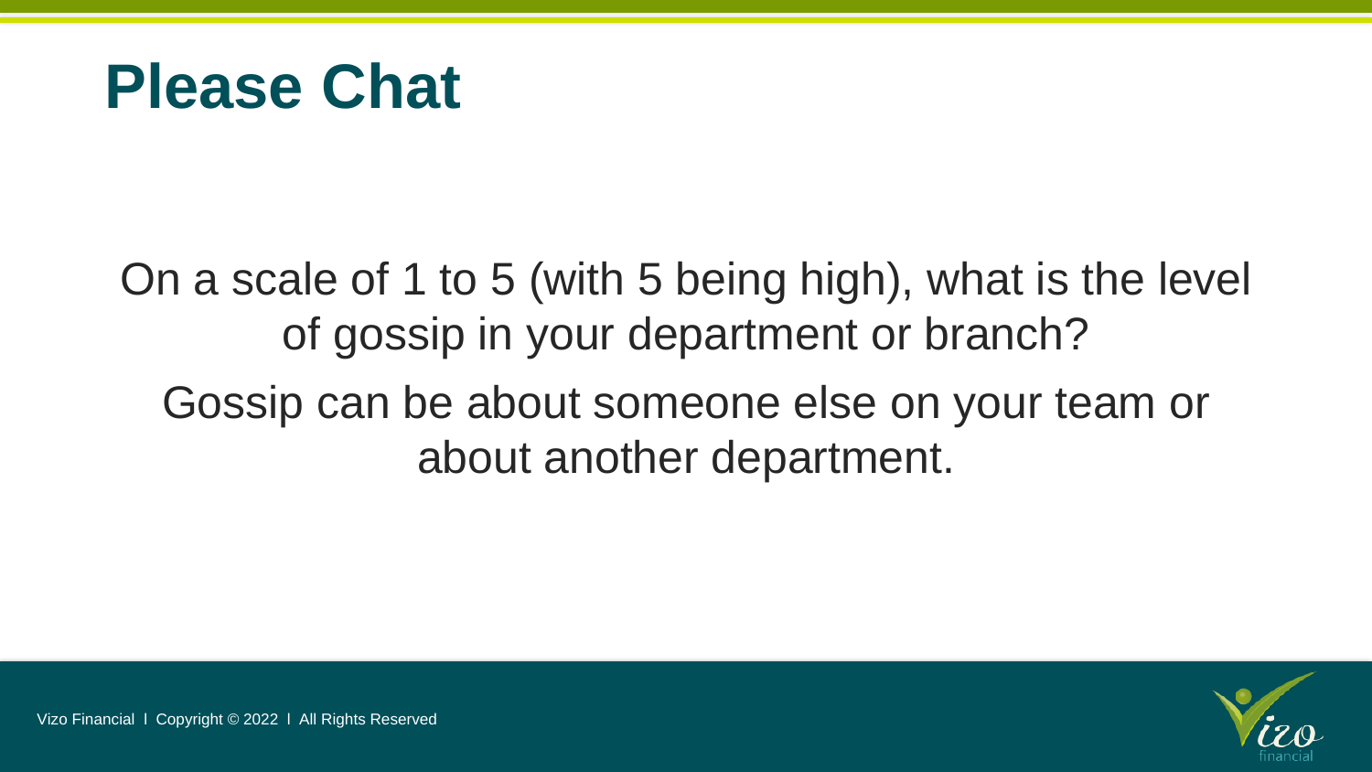# Please Chat

On a scale of 1 to 5 (with 5 being high), what is the level of gossip in your department or branch?

Gossip can be about someone else on your team or about another department.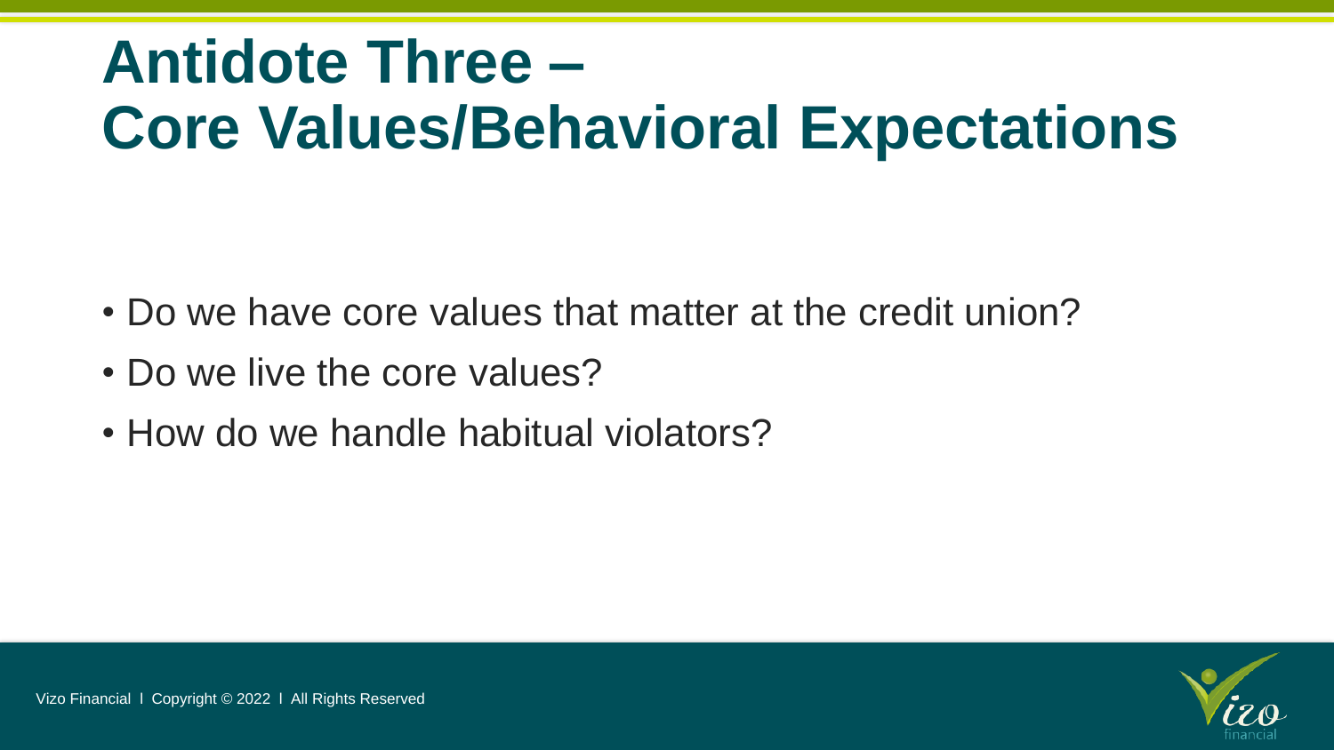# Antidote Three – Core Values/Behavioral Expectations

- Do we have core values that matter at the credit union?
- Do we live the core values?
- How do we handle habitual violators?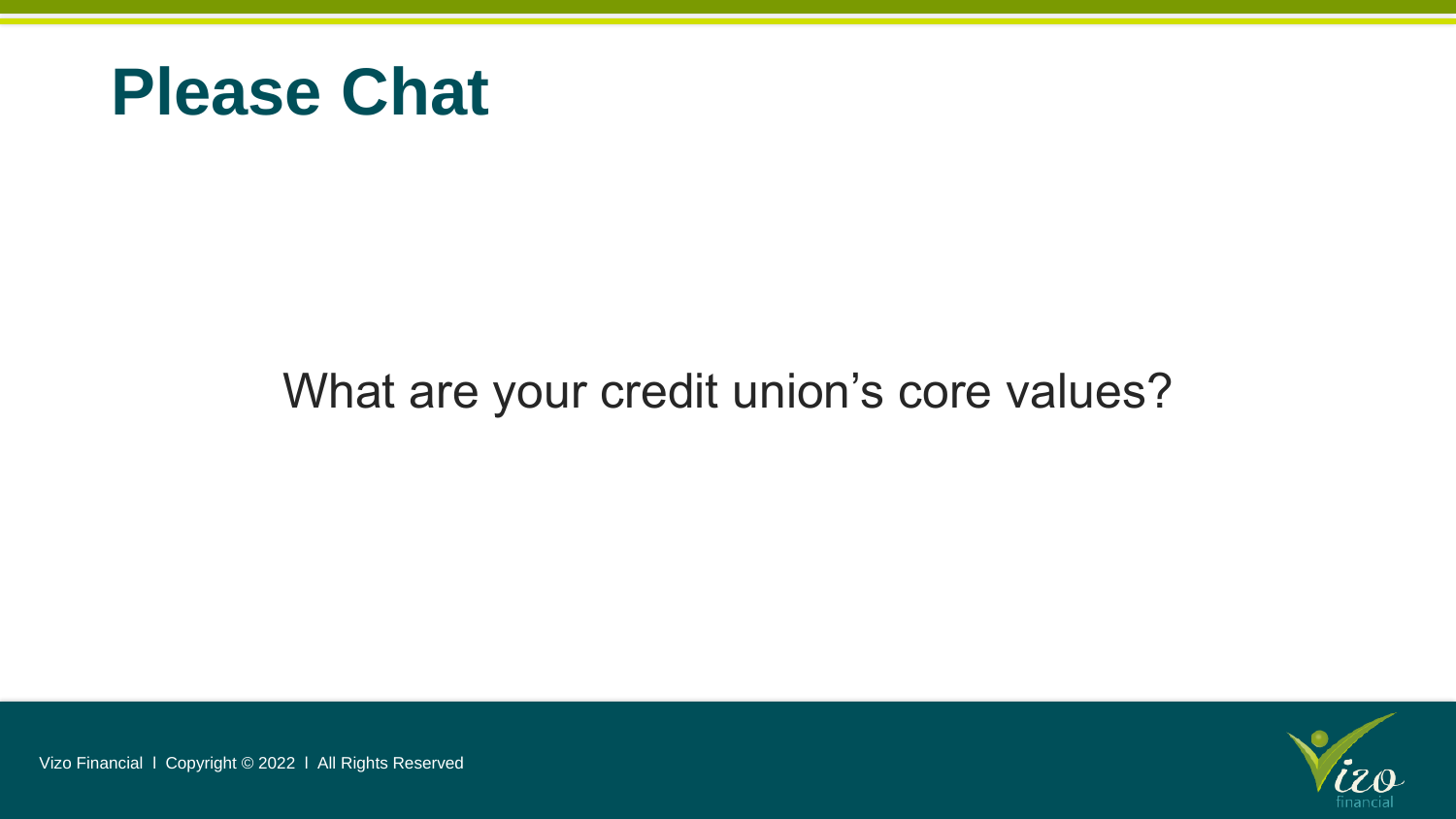# Please Chat

What are your credit union's core values?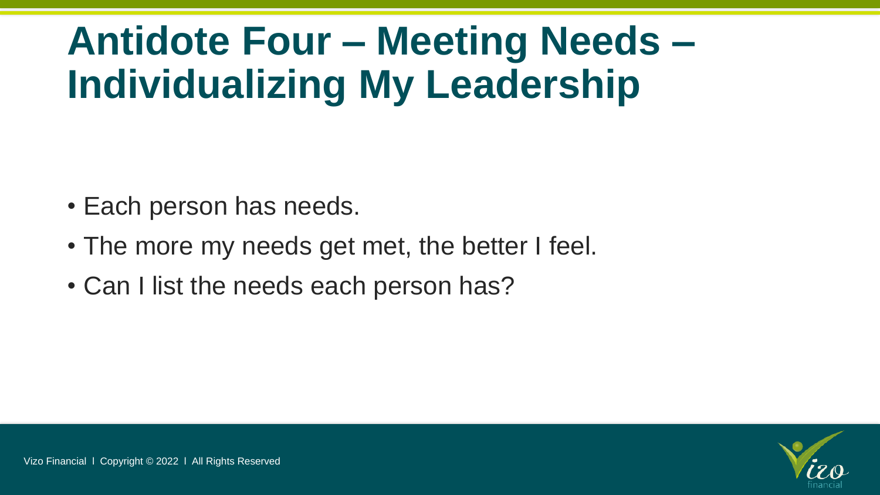# Antidote Four – Meeting Needs – Individualizing My Leadership

- Each person has needs.
- The more my needs get met, the better I feel.
- Can I list the needs each person has?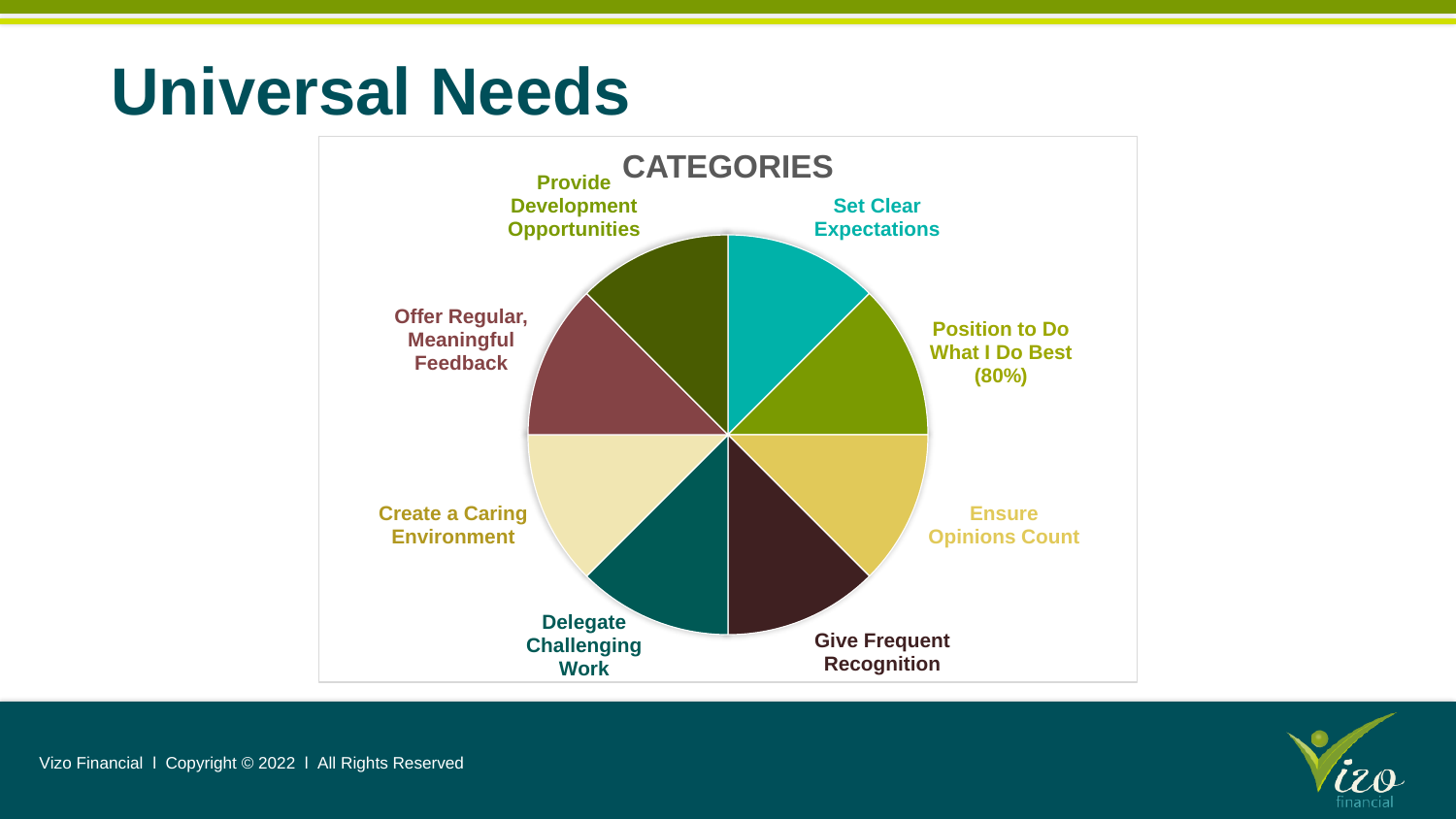# Universal Needs

**CATEGORIES**

- Set Clear Expectations
- Position to Do What I Do Best (80%)
- Ensure Opinions Count
- Give Frequent Recognition
- Delegate Challenging Work
- Create a Caring Environment
- Offer Regular, Meaningful Feedback
- Provide Development Opportunities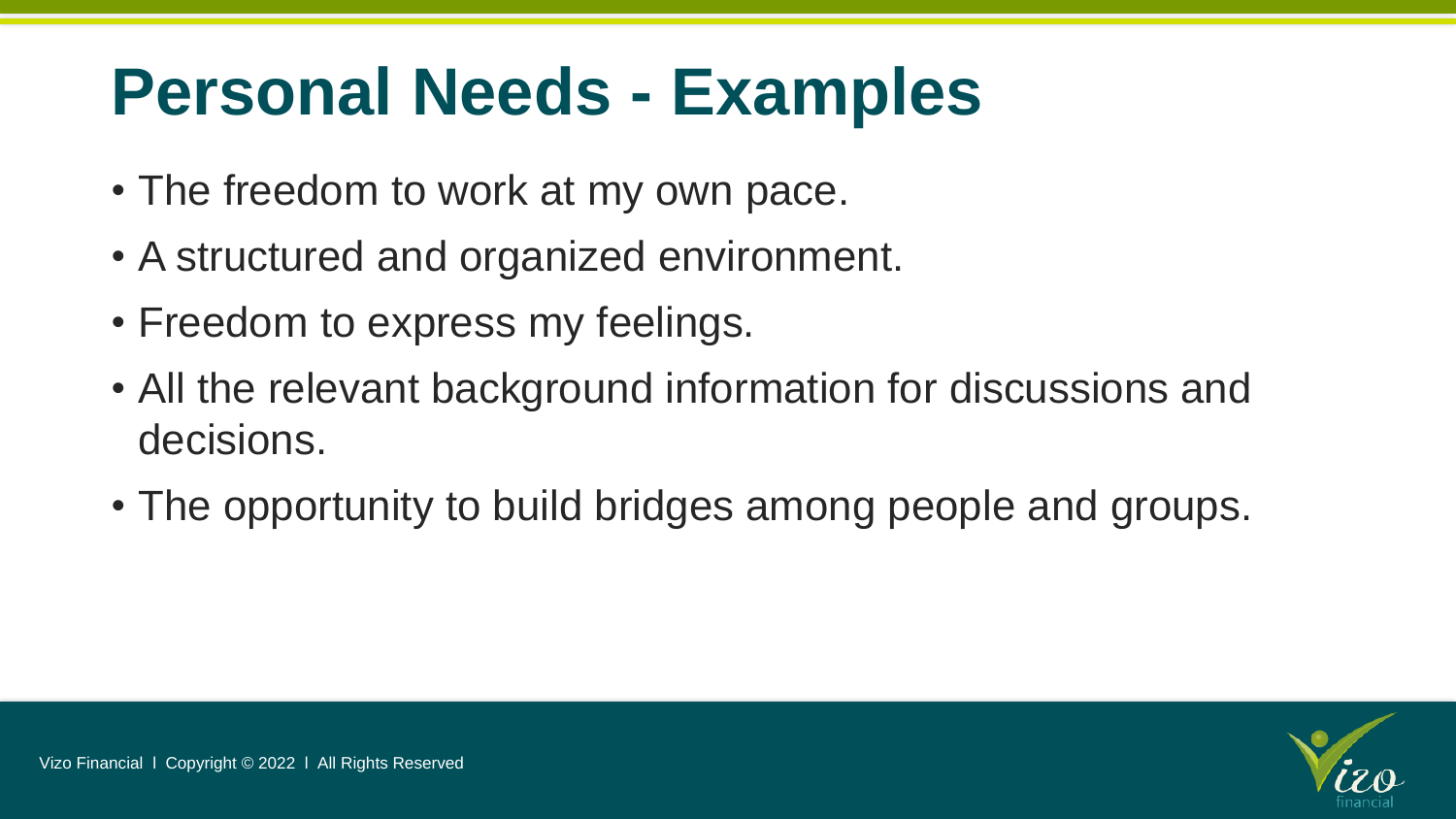# Personal Needs - Examples

- The freedom to work at my own pace.
- A structured and organized environment.
- Freedom to express my feelings.
- All the relevant background information for discussions and decisions.
- The opportunity to build bridges among people and groups.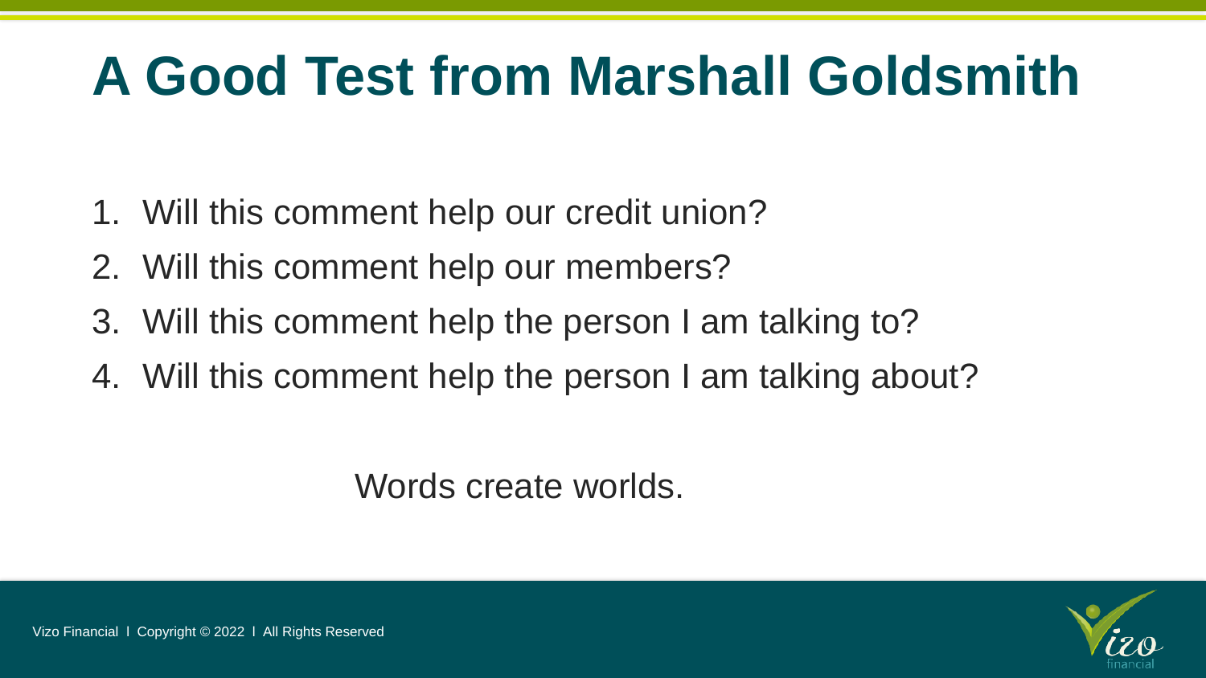# A Good Test from Marshall Goldsmith

1. Will this comment help our credit union?
2. Will this comment help our members?
3. Will this comment help the person I am talking to?
4. Will this comment help the person I am talking about?

Words create worlds.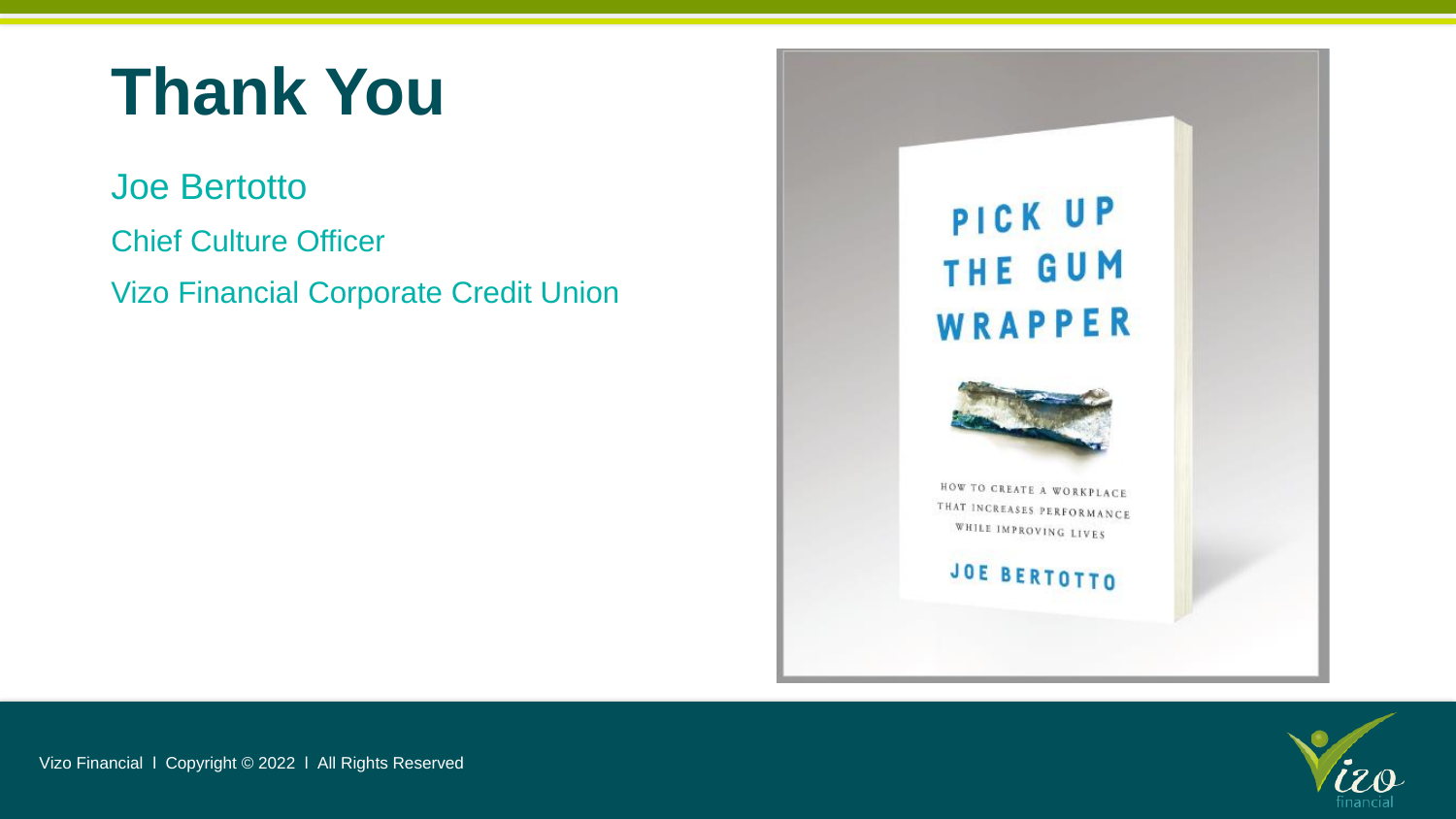# Thank You

Joe Bertotto

Chief Culture Officer

Vizo Financial Corporate Credit Union

PICK UP THE GUM WRAPPER

HOW TO CREATE A WORKPLACE THAT INCREASES PERFORMANCE WHILE IMPROVING LIVES

JOE BERTOTTO

Vizo Financial I Copyright © 2022 I All Rights Reserved